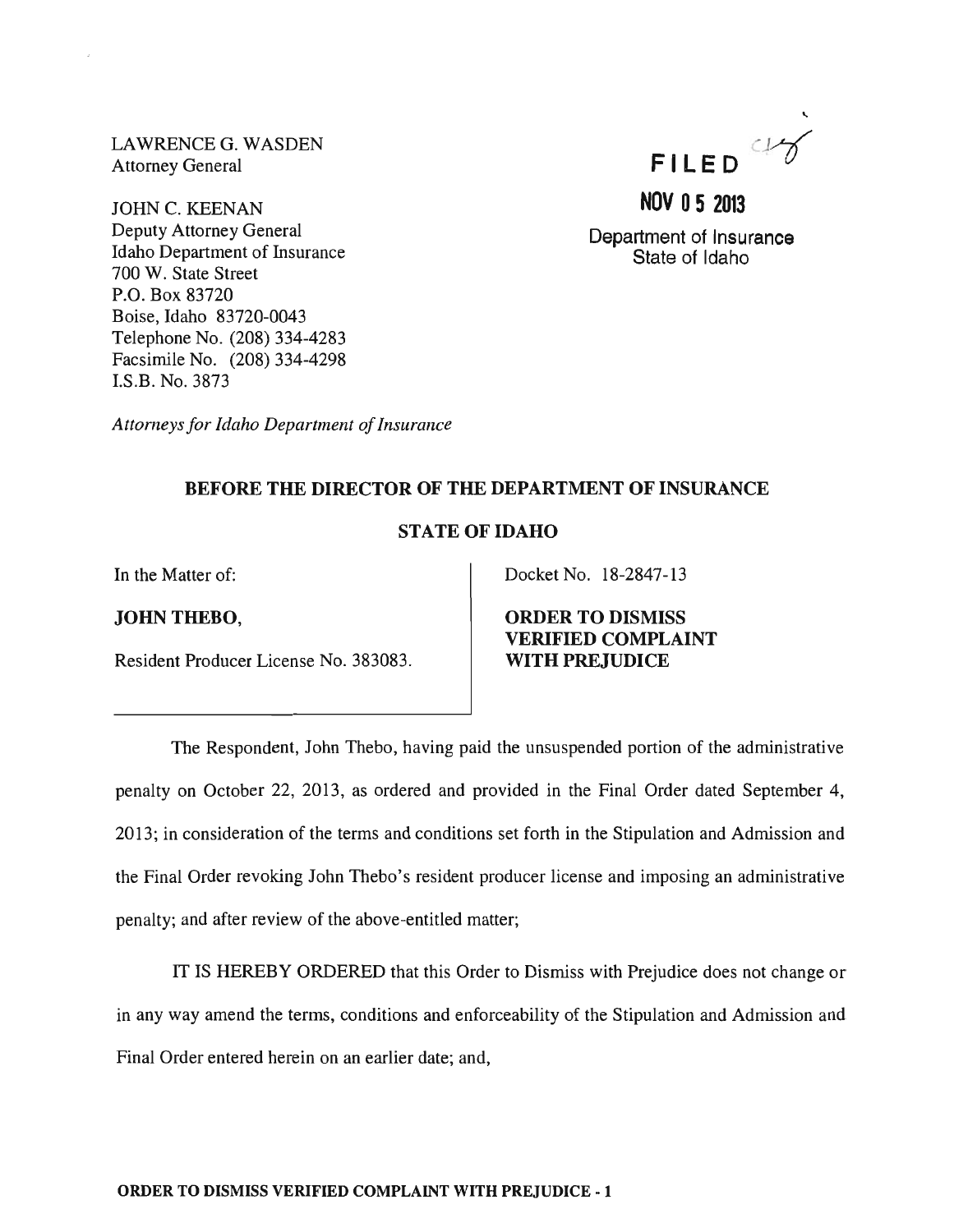LAWRENCE G. WASDEN
Attorney General

JOHN C. KEENAN
Deputy Attorney General
Idaho Department of Insurance
700 W. State Street
P.O. Box 83720
Boise, Idaho 83720-0043
Telephone No. (208) 334-4283
Facsimile No. (208) 334-4298
I.S.B. No. 3873

*Attorneys for Idaho Department of Insurance*

**FILED**

**NOV 05 2013**

Department of Insurance
State of Idaho

**BEFORE THE DIRECTOR OF THE DEPARTMENT OF INSURANCE**

**STATE OF IDAHO**

| | |
|---|---|
| In the Matter of:<br><br>**JOHN THEBO,**<br><br>Resident Producer License No. 383083. | Docket No. 18-2847-13<br><br>**ORDER TO DISMISS VERIFIED COMPLAINT WITH PREJUDICE** |

The Respondent, John Thebo, having paid the unsuspended portion of the administrative penalty on October 22, 2013, as ordered and provided in the Final Order dated September 4, 2013; in consideration of the terms and conditions set forth in the Stipulation and Admission and the Final Order revoking John Thebo's resident producer license and imposing an administrative penalty; and after review of the above-entitled matter;

IT IS HEREBY ORDERED that this Order to Dismiss with Prejudice does not change or in any way amend the terms, conditions and enforceability of the Stipulation and Admission and Final Order entered herein on an earlier date; and,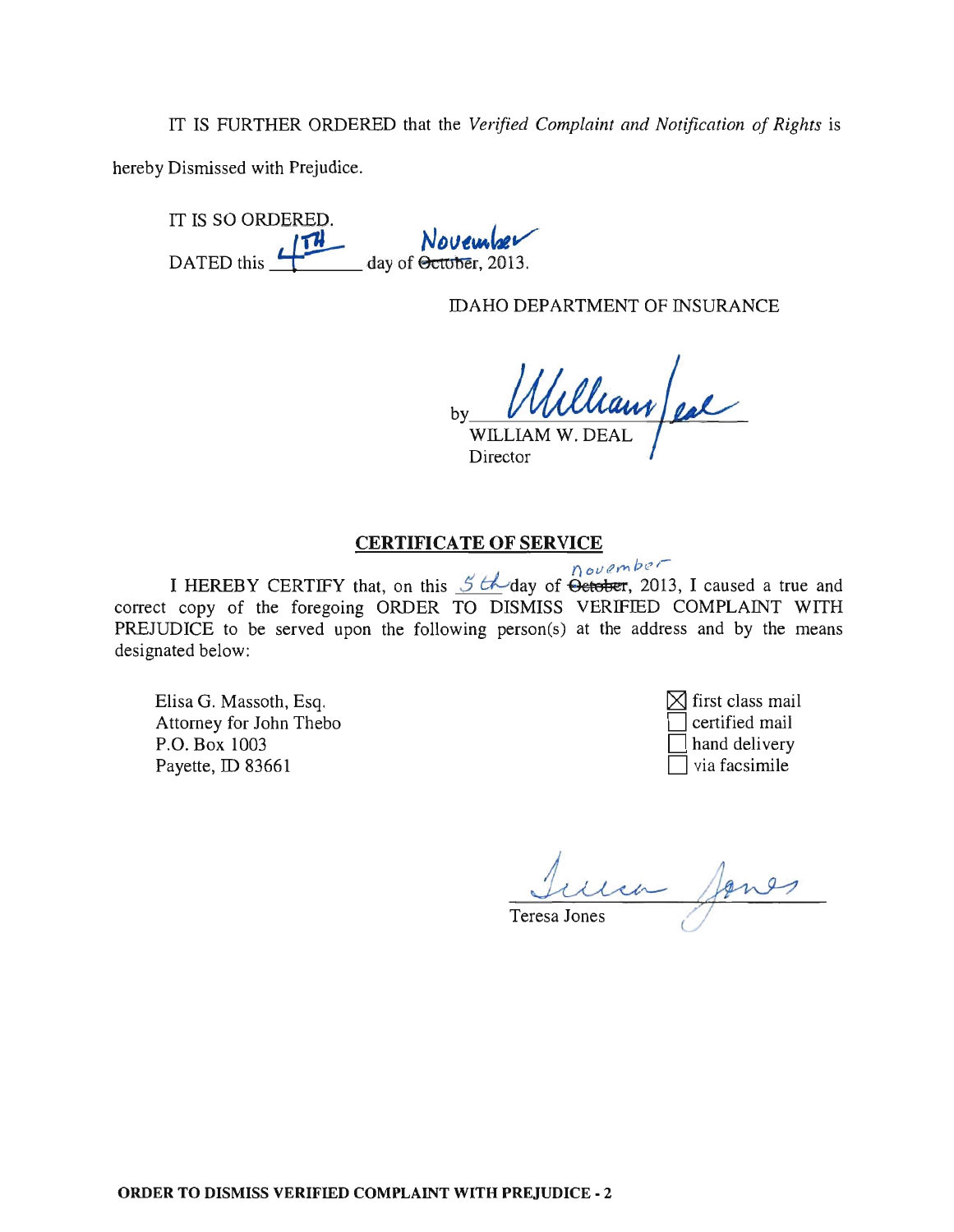IT IS FURTHER ORDERED that the *Verified Complaint and Notification of Rights* is hereby Dismissed with Prejudice.

IT IS SO ORDERED.

DATED this 4TH day of ~~October~~ November, 2013.

IDAHO DEPARTMENT OF INSURANCE

by William Deal
WILLIAM W. DEAL
Director

## CERTIFICATE OF SERVICE

I HEREBY CERTIFY that, on this 5th day of ~~October~~ November, 2013, I caused a true and correct copy of the foregoing ORDER TO DISMISS VERIFIED COMPLAINT WITH PREJUDICE to be served upon the following person(s) at the address and by the means designated below:

Elisa G. Massoth, Esq.
Attorney for John Thebo
P.O. Box 1003
Payette, ID 83661

☒ first class mail
☐ certified mail
☐ hand delivery
☐ via facsimile

Teresa Jones
Teresa Jones